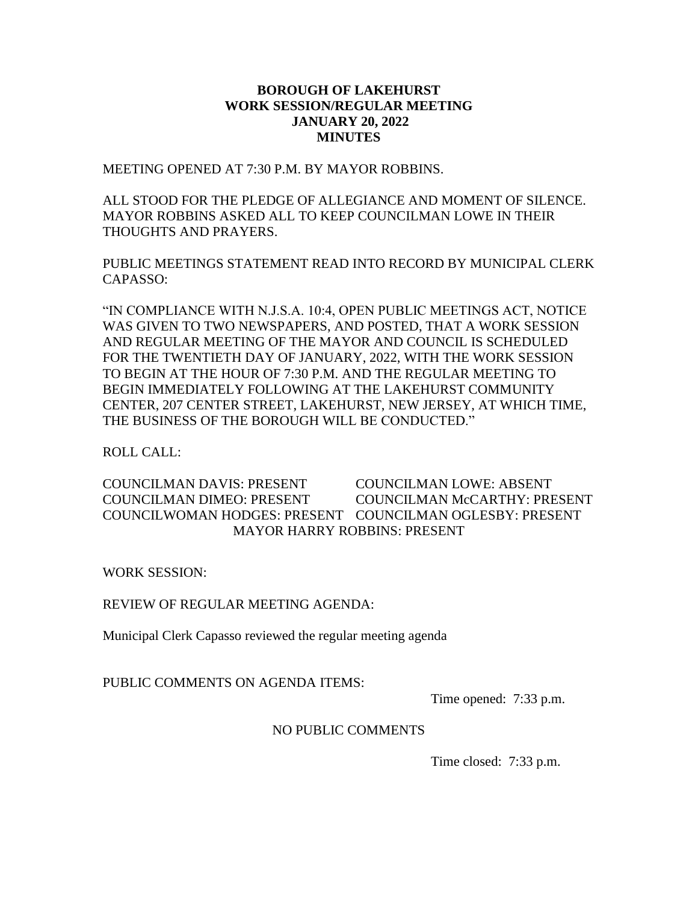# BOROUGH OF LAKEHURST
## WORK SESSION/REGULAR MEETING
## JANUARY 20, 2022
## MINUTES

MEETING OPENED AT 7:30 P.M. BY MAYOR ROBBINS.

ALL STOOD FOR THE PLEDGE OF ALLEGIANCE AND MOMENT OF SILENCE. MAYOR ROBBINS ASKED ALL TO KEEP COUNCILMAN LOWE IN THEIR THOUGHTS AND PRAYERS.

PUBLIC MEETINGS STATEMENT READ INTO RECORD BY MUNICIPAL CLERK CAPASSO:

"IN COMPLIANCE WITH N.J.S.A. 10:4, OPEN PUBLIC MEETINGS ACT, NOTICE WAS GIVEN TO TWO NEWSPAPERS, AND POSTED, THAT A WORK SESSION AND REGULAR MEETING OF THE MAYOR AND COUNCIL IS SCHEDULED FOR THE TWENTIETH DAY OF JANUARY, 2022, WITH THE WORK SESSION TO BEGIN AT THE HOUR OF 7:30 P.M. AND THE REGULAR MEETING TO BEGIN IMMEDIATELY FOLLOWING AT THE LAKEHURST COMMUNITY CENTER, 207 CENTER STREET, LAKEHURST, NEW JERSEY, AT WHICH TIME, THE BUSINESS OF THE BOROUGH WILL BE CONDUCTED."

ROLL CALL:

COUNCILMAN DAVIS: PRESENT
COUNCILMAN LOWE: ABSENT
COUNCILMAN DIMEO: PRESENT
COUNCILMAN McCARTHY: PRESENT
COUNCILWOMAN HODGES: PRESENT
COUNCILMAN OGLESBY: PRESENT
MAYOR HARRY ROBBINS: PRESENT

WORK SESSION:

REVIEW OF REGULAR MEETING AGENDA:

Municipal Clerk Capasso reviewed the regular meeting agenda

PUBLIC COMMENTS ON AGENDA ITEMS:

Time opened: 7:33 p.m.

NO PUBLIC COMMENTS

Time closed: 7:33 p.m.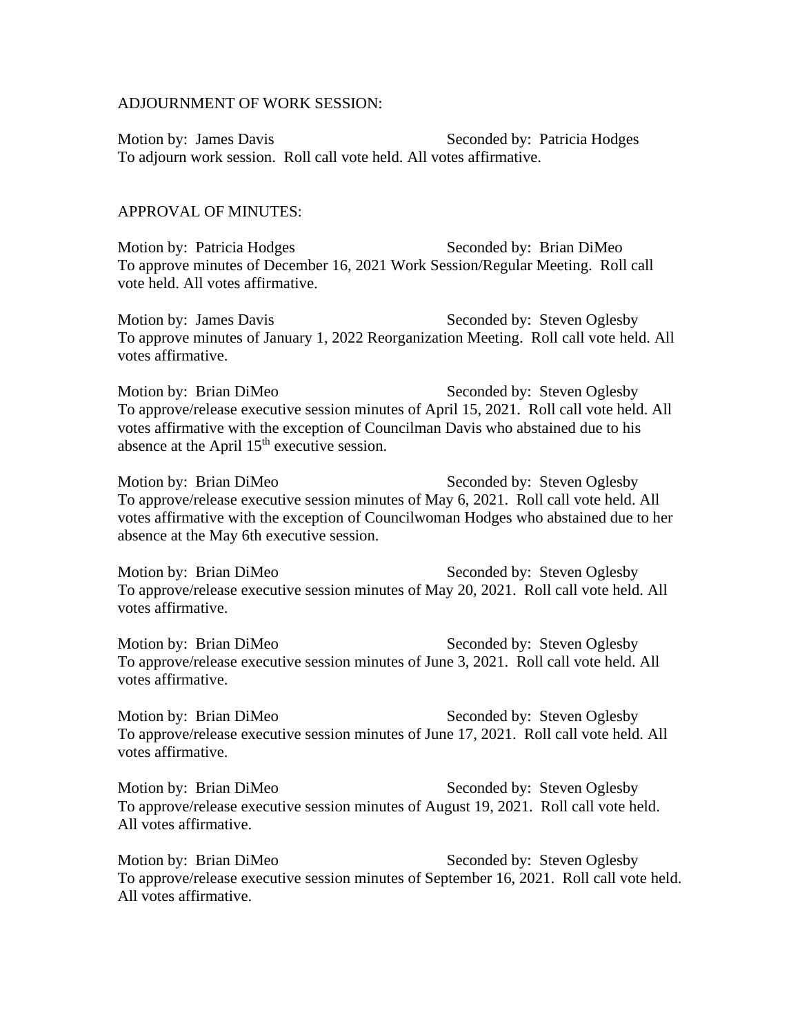ADJOURNMENT OF WORK SESSION:

Motion by: James Davis Seconded by: Patricia Hodges
To adjourn work session. Roll call vote held. All votes affirmative.

APPROVAL OF MINUTES:

Motion by: Patricia Hodges Seconded by: Brian DiMeo
To approve minutes of December 16, 2021 Work Session/Regular Meeting. Roll call vote held. All votes affirmative.

Motion by: James Davis Seconded by: Steven Oglesby
To approve minutes of January 1, 2022 Reorganization Meeting. Roll call vote held. All votes affirmative.

Motion by: Brian DiMeo Seconded by: Steven Oglesby
To approve/release executive session minutes of April 15, 2021. Roll call vote held. All votes affirmative with the exception of Councilman Davis who abstained due to his absence at the April 15th executive session.

Motion by: Brian DiMeo Seconded by: Steven Oglesby
To approve/release executive session minutes of May 6, 2021. Roll call vote held. All votes affirmative with the exception of Councilwoman Hodges who abstained due to her absence at the May 6th executive session.

Motion by: Brian DiMeo Seconded by: Steven Oglesby
To approve/release executive session minutes of May 20, 2021. Roll call vote held. All votes affirmative.

Motion by: Brian DiMeo Seconded by: Steven Oglesby
To approve/release executive session minutes of June 3, 2021. Roll call vote held. All votes affirmative.

Motion by: Brian DiMeo Seconded by: Steven Oglesby
To approve/release executive session minutes of June 17, 2021. Roll call vote held. All votes affirmative.

Motion by: Brian DiMeo Seconded by: Steven Oglesby
To approve/release executive session minutes of August 19, 2021. Roll call vote held. All votes affirmative.

Motion by: Brian DiMeo Seconded by: Steven Oglesby
To approve/release executive session minutes of September 16, 2021. Roll call vote held. All votes affirmative.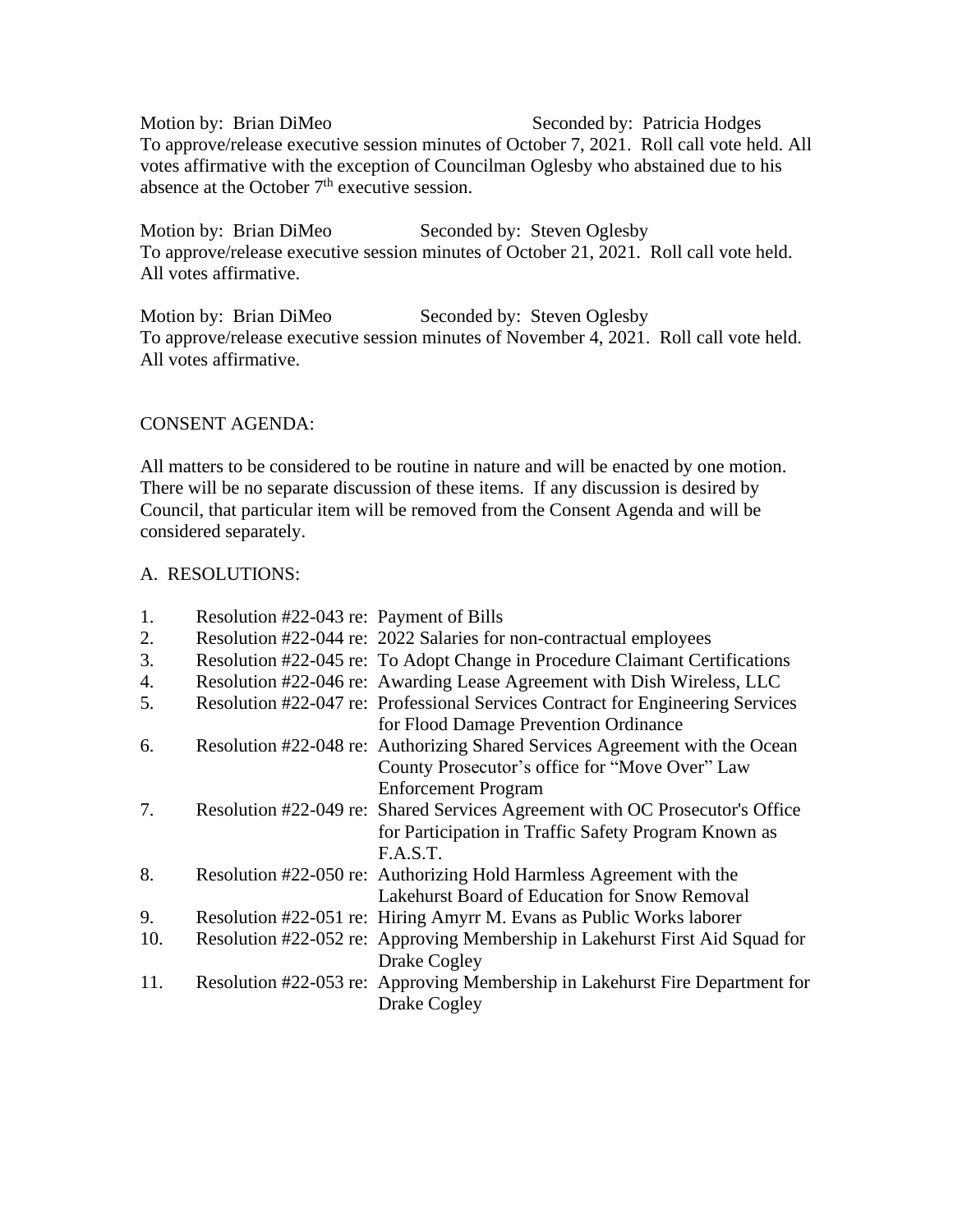Motion by: Brian DiMeo Seconded by: Patricia Hodges
To approve/release executive session minutes of October 7, 2021. Roll call vote held. All votes affirmative with the exception of Councilman Oglesby who abstained due to his absence at the October 7th executive session.

Motion by: Brian DiMeo Seconded by: Steven Oglesby
To approve/release executive session minutes of October 21, 2021. Roll call vote held. All votes affirmative.

Motion by: Brian DiMeo Seconded by: Steven Oglesby
To approve/release executive session minutes of November 4, 2021. Roll call vote held. All votes affirmative.

CONSENT AGENDA:

All matters to be considered to be routine in nature and will be enacted by one motion. There will be no separate discussion of these items. If any discussion is desired by Council, that particular item will be removed from the Consent Agenda and will be considered separately.

A. RESOLUTIONS:

1. Resolution #22-043 re: Payment of Bills
2. Resolution #22-044 re: 2022 Salaries for non-contractual employees
3. Resolution #22-045 re: To Adopt Change in Procedure Claimant Certifications
4. Resolution #22-046 re: Awarding Lease Agreement with Dish Wireless, LLC
5. Resolution #22-047 re: Professional Services Contract for Engineering Services for Flood Damage Prevention Ordinance
6. Resolution #22-048 re: Authorizing Shared Services Agreement with the Ocean County Prosecutor's office for "Move Over" Law Enforcement Program
7. Resolution #22-049 re: Shared Services Agreement with OC Prosecutor's Office for Participation in Traffic Safety Program Known as F.A.S.T.
8. Resolution #22-050 re: Authorizing Hold Harmless Agreement with the Lakehurst Board of Education for Snow Removal
9. Resolution #22-051 re: Hiring Amyrr M. Evans as Public Works laborer
10. Resolution #22-052 re: Approving Membership in Lakehurst First Aid Squad for Drake Cogley
11. Resolution #22-053 re: Approving Membership in Lakehurst Fire Department for Drake Cogley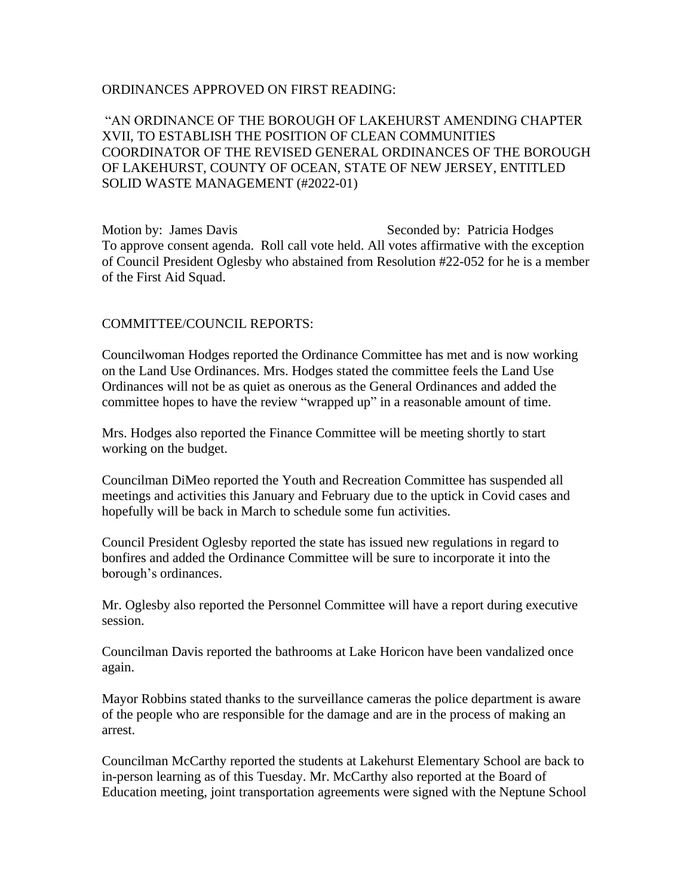ORDINANCES APPROVED ON FIRST READING:

"AN ORDINANCE OF THE BOROUGH OF LAKEHURST AMENDING CHAPTER XVII, TO ESTABLISH THE POSITION OF CLEAN COMMUNITIES COORDINATOR OF THE REVISED GENERAL ORDINANCES OF THE BOROUGH OF LAKEHURST, COUNTY OF OCEAN, STATE OF NEW JERSEY, ENTITLED SOLID WASTE MANAGEMENT (#2022-01)

Motion by: James Davis Seconded by: Patricia Hodges
To approve consent agenda. Roll call vote held. All votes affirmative with the exception of Council President Oglesby who abstained from Resolution #22-052 for he is a member of the First Aid Squad.

COMMITTEE/COUNCIL REPORTS:

Councilwoman Hodges reported the Ordinance Committee has met and is now working on the Land Use Ordinances. Mrs. Hodges stated the committee feels the Land Use Ordinances will not be as quiet as onerous as the General Ordinances and added the committee hopes to have the review "wrapped up" in a reasonable amount of time.

Mrs. Hodges also reported the Finance Committee will be meeting shortly to start working on the budget.

Councilman DiMeo reported the Youth and Recreation Committee has suspended all meetings and activities this January and February due to the uptick in Covid cases and hopefully will be back in March to schedule some fun activities.

Council President Oglesby reported the state has issued new regulations in regard to bonfires and added the Ordinance Committee will be sure to incorporate it into the borough's ordinances.

Mr. Oglesby also reported the Personnel Committee will have a report during executive session.

Councilman Davis reported the bathrooms at Lake Horicon have been vandalized once again.

Mayor Robbins stated thanks to the surveillance cameras the police department is aware of the people who are responsible for the damage and are in the process of making an arrest.

Councilman McCarthy reported the students at Lakehurst Elementary School are back to in-person learning as of this Tuesday. Mr. McCarthy also reported at the Board of Education meeting, joint transportation agreements were signed with the Neptune School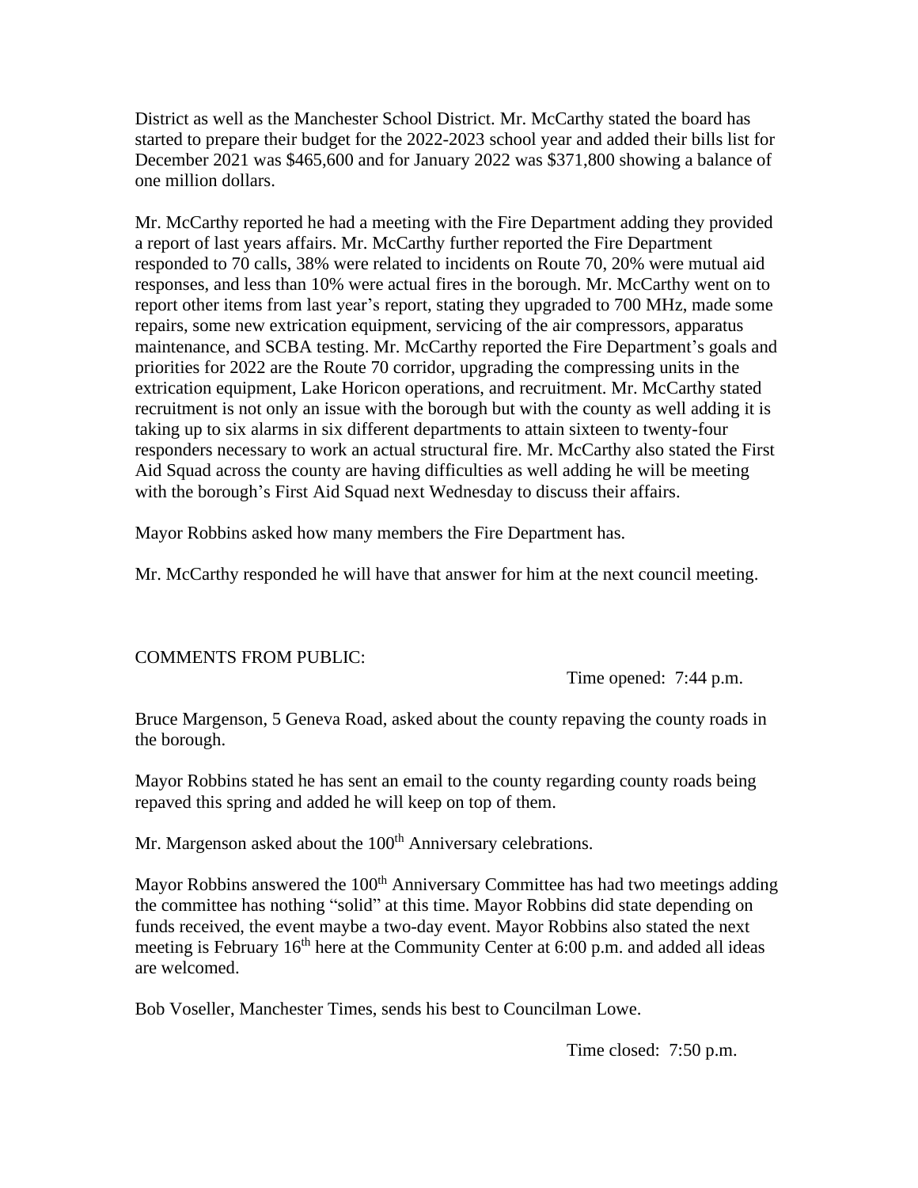District as well as the Manchester School District. Mr. McCarthy stated the board has started to prepare their budget for the 2022-2023 school year and added their bills list for December 2021 was $465,600 and for January 2022 was $371,800 showing a balance of one million dollars.

Mr. McCarthy reported he had a meeting with the Fire Department adding they provided a report of last years affairs. Mr. McCarthy further reported the Fire Department responded to 70 calls, 38% were related to incidents on Route 70, 20% were mutual aid responses, and less than 10% were actual fires in the borough. Mr. McCarthy went on to report other items from last year's report, stating they upgraded to 700 MHz, made some repairs, some new extrication equipment, servicing of the air compressors, apparatus maintenance, and SCBA testing. Mr. McCarthy reported the Fire Department's goals and priorities for 2022 are the Route 70 corridor, upgrading the compressing units in the extrication equipment, Lake Horicon operations, and recruitment. Mr. McCarthy stated recruitment is not only an issue with the borough but with the county as well adding it is taking up to six alarms in six different departments to attain sixteen to twenty-four responders necessary to work an actual structural fire. Mr. McCarthy also stated the First Aid Squad across the county are having difficulties as well adding he will be meeting with the borough's First Aid Squad next Wednesday to discuss their affairs.

Mayor Robbins asked how many members the Fire Department has.

Mr. McCarthy responded he will have that answer for him at the next council meeting.

COMMENTS FROM PUBLIC:

Time opened: 7:44 p.m.

Bruce Margenson, 5 Geneva Road, asked about the county repaving the county roads in the borough.

Mayor Robbins stated he has sent an email to the county regarding county roads being repaved this spring and added he will keep on top of them.

Mr. Margenson asked about the 100th Anniversary celebrations.

Mayor Robbins answered the 100th Anniversary Committee has had two meetings adding the committee has nothing "solid" at this time. Mayor Robbins did state depending on funds received, the event maybe a two-day event. Mayor Robbins also stated the next meeting is February 16th here at the Community Center at 6:00 p.m. and added all ideas are welcomed.

Bob Voseller, Manchester Times, sends his best to Councilman Lowe.

Time closed: 7:50 p.m.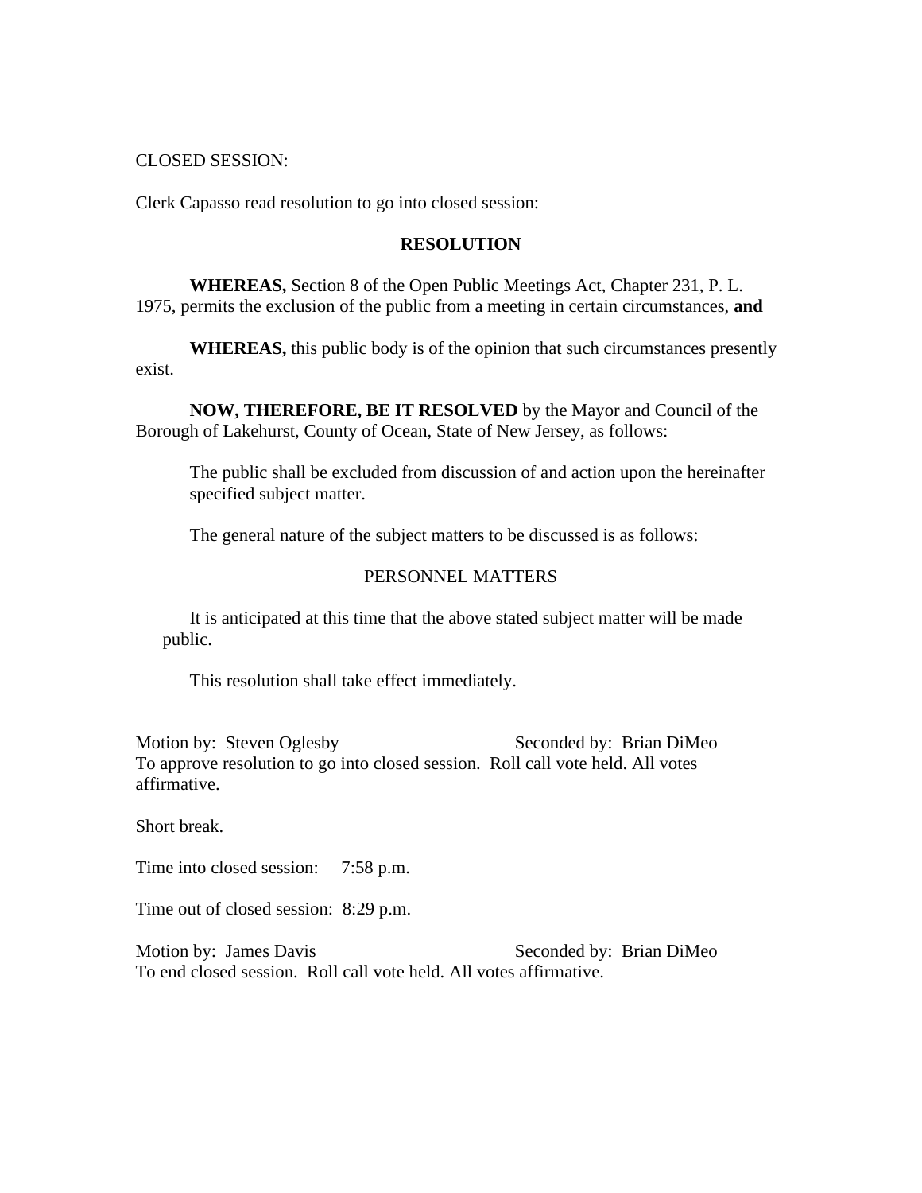CLOSED SESSION:

Clerk Capasso read resolution to go into closed session:

**RESOLUTION**

**WHEREAS,** Section 8 of the Open Public Meetings Act, Chapter 231, P. L. 1975, permits the exclusion of the public from a meeting in certain circumstances, **and**

**WHEREAS,** this public body is of the opinion that such circumstances presently exist.

**NOW, THEREFORE, BE IT RESOLVED** by the Mayor and Council of the Borough of Lakehurst, County of Ocean, State of New Jersey, as follows:

The public shall be excluded from discussion of and action upon the hereinafter specified subject matter.

The general nature of the subject matters to be discussed is as follows:

PERSONNEL MATTERS

It is anticipated at this time that the above stated subject matter will be made public.

This resolution shall take effect immediately.

Motion by: Steven Oglesby Seconded by: Brian DiMeo
To approve resolution to go into closed session. Roll call vote held. All votes affirmative.

Short break.

Time into closed session: 7:58 p.m.

Time out of closed session: 8:29 p.m.

Motion by: James Davis Seconded by: Brian DiMeo
To end closed session. Roll call vote held. All votes affirmative.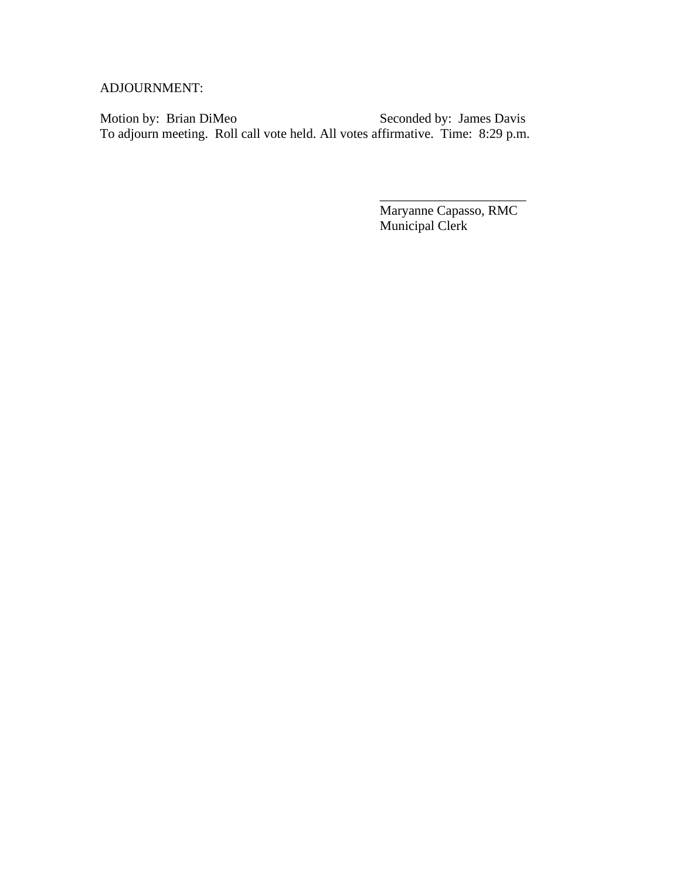ADJOURNMENT:

Motion by: Brian DiMeo Seconded by: James Davis
To adjourn meeting. Roll call vote held. All votes affirmative. Time: 8:29 p.m.

______________________
Maryanne Capasso, RMC
Municipal Clerk